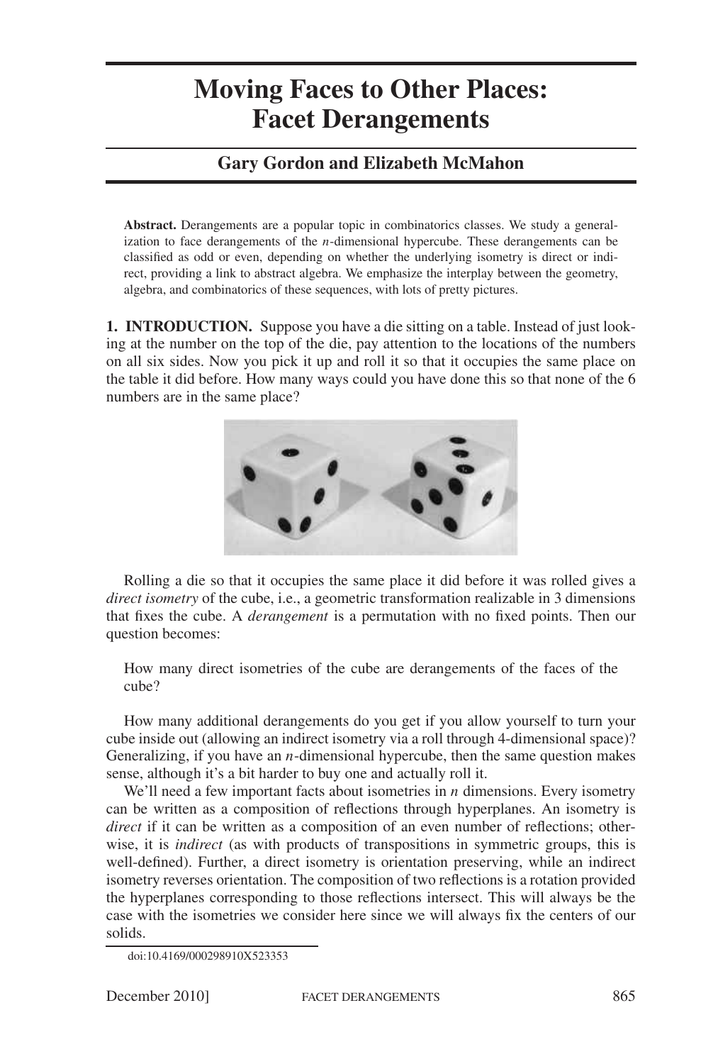# Moving Faces to Other Places: Facet Derangements

## Gary Gordon and Elizabeth McMahon

**Abstract.** Derangements are a popular topic in combinatorics classes. We study a generalization to face derangements of the $n$-dimensional hypercube. These derangements can be classified as odd or even, depending on whether the underlying isometry is direct or indirect, providing a link to abstract algebra. We emphasize the interplay between the geometry, algebra, and combinatorics of these sequences, with lots of pretty pictures.

**1. INTRODUCTION.** Suppose you have a die sitting on a table. Instead of just looking at the number on the top of the die, pay attention to the locations of the numbers on all six sides. Now you pick it up and roll it so that it occupies the same place on the table it did before. How many ways could you have done this so that none of the 6 numbers are in the same place?

Rolling a die so that it occupies the same place it did before it was rolled gives a *direct isometry* of the cube, i.e., a geometric transformation realizable in 3 dimensions that fixes the cube. A *derangement* is a permutation with no fixed points. Then our question becomes:

> How many direct isometries of the cube are derangements of the faces of the cube?

How many additional derangements do you get if you allow yourself to turn your cube inside out (allowing an indirect isometry via a roll through 4-dimensional space)? Generalizing, if you have an $n$-dimensional hypercube, then the same question makes sense, although it's a bit harder to buy one and actually roll it.

We'll need a few important facts about isometries in $n$ dimensions. Every isometry can be written as a composition of reflections through hyperplanes. An isometry is *direct* if it can be written as a composition of an even number of reflections; otherwise, it is *indirect* (as with products of transpositions in symmetric groups, this is well-defined). Further, a direct isometry is orientation preserving, while an indirect isometry reverses orientation. The composition of two reflections is a rotation provided the hyperplanes corresponding to those reflections intersect. This will always be the case with the isometries we consider here since we will always fix the centers of our solids.

doi:10.4169/000298910X523353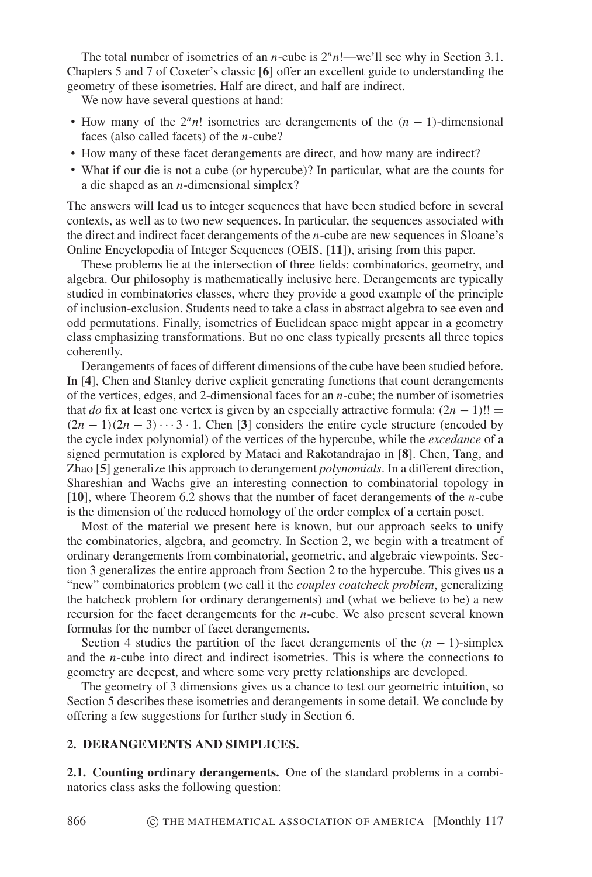The total number of isometries of an $n$-cube is $2^n n!$—we'll see why in Section 3.1. Chapters 5 and 7 of Coxeter's classic [**6**] offer an excellent guide to understanding the geometry of these isometries. Half are direct, and half are indirect.

We now have several questions at hand:

- How many of the $2^n n!$ isometries are derangements of the $(n-1)$-dimensional faces (also called facets) of the $n$-cube?
- How many of these facet derangements are direct, and how many are indirect?
- What if our die is not a cube (or hypercube)? In particular, what are the counts for a die shaped as an $n$-dimensional simplex?

The answers will lead us to integer sequences that have been studied before in several contexts, as well as to two new sequences. In particular, the sequences associated with the direct and indirect facet derangements of the $n$-cube are new sequences in Sloane's Online Encyclopedia of Integer Sequences (OEIS, [**11**]), arising from this paper.

These problems lie at the intersection of three fields: combinatorics, geometry, and algebra. Our philosophy is mathematically inclusive here. Derangements are typically studied in combinatorics classes, where they provide a good example of the principle of inclusion-exclusion. Students need to take a class in abstract algebra to see even and odd permutations. Finally, isometries of Euclidean space might appear in a geometry class emphasizing transformations. But no one class typically presents all three topics coherently.

Derangements of faces of different dimensions of the cube have been studied before. In [**4**], Chen and Stanley derive explicit generating functions that count derangements of the vertices, edges, and 2-dimensional faces for an $n$-cube; the number of isometries that *do* fix at least one vertex is given by an especially attractive formula: $(2n-1)!! = (2n-1)(2n-3)\cdots 3 \cdot 1$. Chen [**3**] considers the entire cycle structure (encoded by the cycle index polynomial) of the vertices of the hypercube, while the *excedance* of a signed permutation is explored by Mataci and Rakotandrajao in [**8**]. Chen, Tang, and Zhao [**5**] generalize this approach to derangement *polynomials*. In a different direction, Shareshian and Wachs give an interesting connection to combinatorial topology in [**10**], where Theorem 6.2 shows that the number of facet derangements of the $n$-cube is the dimension of the reduced homology of the order complex of a certain poset.

Most of the material we present here is known, but our approach seeks to unify the combinatorics, algebra, and geometry. In Section 2, we begin with a treatment of ordinary derangements from combinatorial, geometric, and algebraic viewpoints. Section 3 generalizes the entire approach from Section 2 to the hypercube. This gives us a "new" combinatorics problem (we call it the *couples coatcheck problem*, generalizing the hatcheck problem for ordinary derangements) and (what we believe to be) a new recursion for the facet derangements for the $n$-cube. We also present several known formulas for the number of facet derangements.

Section 4 studies the partition of the facet derangements of the $(n-1)$-simplex and the $n$-cube into direct and indirect isometries. This is where the connections to geometry are deepest, and where some very pretty relationships are developed.

The geometry of 3 dimensions gives us a chance to test our geometric intuition, so Section 5 describes these isometries and derangements in some detail. We conclude by offering a few suggestions for further study in Section 6.

## 2. DERANGEMENTS AND SIMPLICES.

**2.1. Counting ordinary derangements.** One of the standard problems in a combinatorics class asks the following question: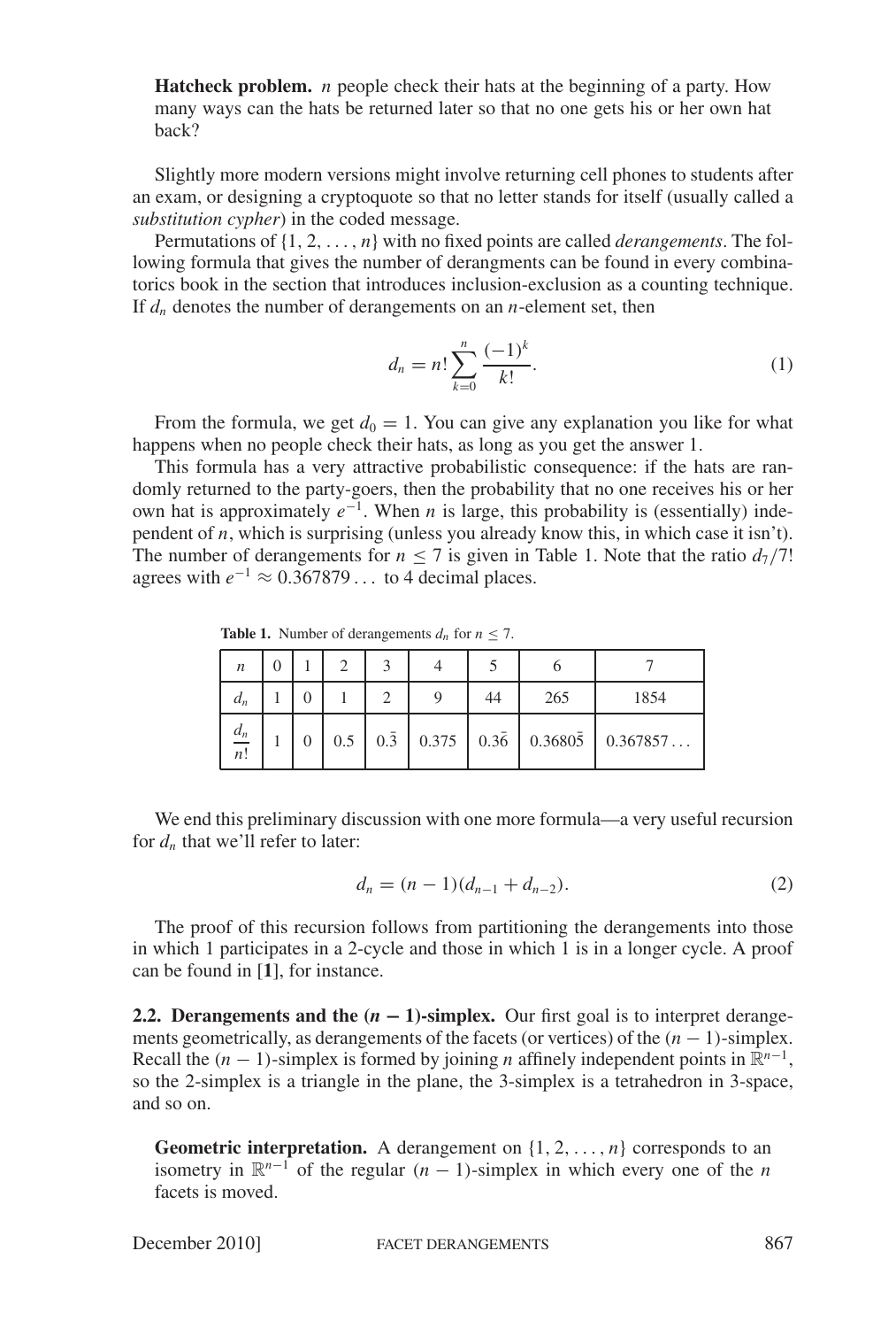**Hatcheck problem.** $n$ people check their hats at the beginning of a party. How many ways can the hats be returned later so that no one gets his or her own hat back?

Slightly more modern versions might involve returning cell phones to students after an exam, or designing a cryptoquote so that no letter stands for itself (usually called a *substitution cypher*) in the coded message.

Permutations of $\{1, 2, \ldots, n\}$ with no fixed points are called *derangements*. The following formula that gives the number of derangments can be found in every combinatorics book in the section that introduces inclusion-exclusion as a counting technique. If $d_n$ denotes the number of derangements on an $n$-element set, then

$$d_n = n! \sum_{k=0}^{n} \frac{(-1)^k}{k!}. \tag{1}$$

From the formula, we get $d_0 = 1$. You can give any explanation you like for what happens when no people check their hats, as long as you get the answer 1.

This formula has a very attractive probabilistic consequence: if the hats are randomly returned to the party-goers, then the probability that no one receives his or her own hat is approximately $e^{-1}$. When $n$ is large, this probability is (essentially) independent of $n$, which is surprising (unless you already know this, in which case it isn't). The number of derangements for $n \leq 7$ is given in Table 1. Note that the ratio $d_7/7!$ agrees with $e^{-1} \approx 0.367879\ldots$ to 4 decimal places.

**Table 1.** Number of derangements $d_n$ for $n \leq 7$.

| $n$ | 0 | 1 | 2 | 3 | 4 | 5 | 6 | 7 |
|---|---|---|---|---|---|---|---|---|
| $d_n$ | 1 | 0 | 1 | 2 | 9 | 44 | 265 | 1854 |
| $\frac{d_n}{n!}$ | 1 | 0 | 0.5 | $0.\bar{3}$ | 0.375 | $0.3\bar{6}$ | $0.3680\bar{5}$ | $0.367857\ldots$ |

We end this preliminary discussion with one more formula—a very useful recursion for $d_n$ that we'll refer to later:

$$d_n = (n-1)(d_{n-1} + d_{n-2}). \tag{2}$$

The proof of this recursion follows from partitioning the derangements into those in which 1 participates in a 2-cycle and those in which 1 is in a longer cycle. A proof can be found in [**1**], for instance.

**2.2. Derangements and the $(n-1)$-simplex.** Our first goal is to interpret derangements geometrically, as derangements of the facets (or vertices) of the $(n-1)$-simplex. Recall the $(n-1)$-simplex is formed by joining $n$ affinely independent points in $\mathbb{R}^{n-1}$, so the 2-simplex is a triangle in the plane, the 3-simplex is a tetrahedron in 3-space, and so on.

**Geometric interpretation.** A derangement on $\{1, 2, \ldots, n\}$ corresponds to an isometry in $\mathbb{R}^{n-1}$ of the regular $(n-1)$-simplex in which every one of the $n$ facets is moved.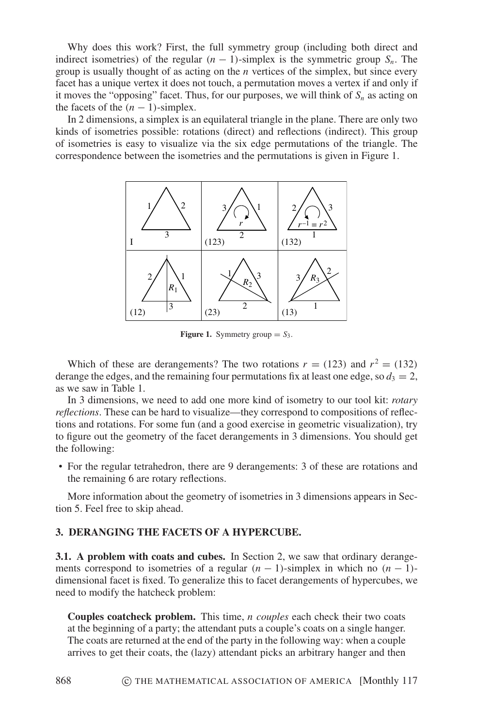Why does this work? First, the full symmetry group (including both direct and indirect isometries) of the regular $(n-1)$-simplex is the symmetric group $S_n$. The group is usually thought of as acting on the $n$ vertices of the simplex, but since every facet has a unique vertex it does not touch, a permutation moves a vertex if and only if it moves the "opposing" facet. Thus, for our purposes, we will think of $S_n$ as acting on the facets of the $(n-1)$-simplex.

In 2 dimensions, a simplex is an equilateral triangle in the plane. There are only two kinds of isometries possible: rotations (direct) and reflections (indirect). This group of isometries is easy to visualize via the six edge permutations of the triangle. The correspondence between the isometries and the permutations is given in Figure 1.

**Figure 1.** Symmetry group $= S_3$.

Which of these are derangements? The two rotations $r = (123)$ and $r^2 = (132)$ derange the edges, and the remaining four permutations fix at least one edge, so $d_3 = 2$, as we saw in Table 1.

In 3 dimensions, we need to add one more kind of isometry to our tool kit: *rotary reflections*. These can be hard to visualize—they correspond to compositions of reflections and rotations. For some fun (and a good exercise in geometric visualization), try to figure out the geometry of the facet derangements in 3 dimensions. You should get the following:

- For the regular tetrahedron, there are 9 derangements: 3 of these are rotations and the remaining 6 are rotary reflections.

More information about the geometry of isometries in 3 dimensions appears in Section 5. Feel free to skip ahead.

## 3. DERANGING THE FACETS OF A HYPERCUBE.

**3.1. A problem with coats and cubes.** In Section 2, we saw that ordinary derangements correspond to isometries of a regular $(n-1)$-simplex in which no $(n-1)$-dimensional facet is fixed. To generalize this to facet derangements of hypercubes, we need to modify the hatcheck problem:

**Couples coatcheck problem.** This time, *n couples* each check their two coats at the beginning of a party; the attendant puts a couple's coats on a single hanger. The coats are returned at the end of the party in the following way: when a couple arrives to get their coats, the (lazy) attendant picks an arbitrary hanger and then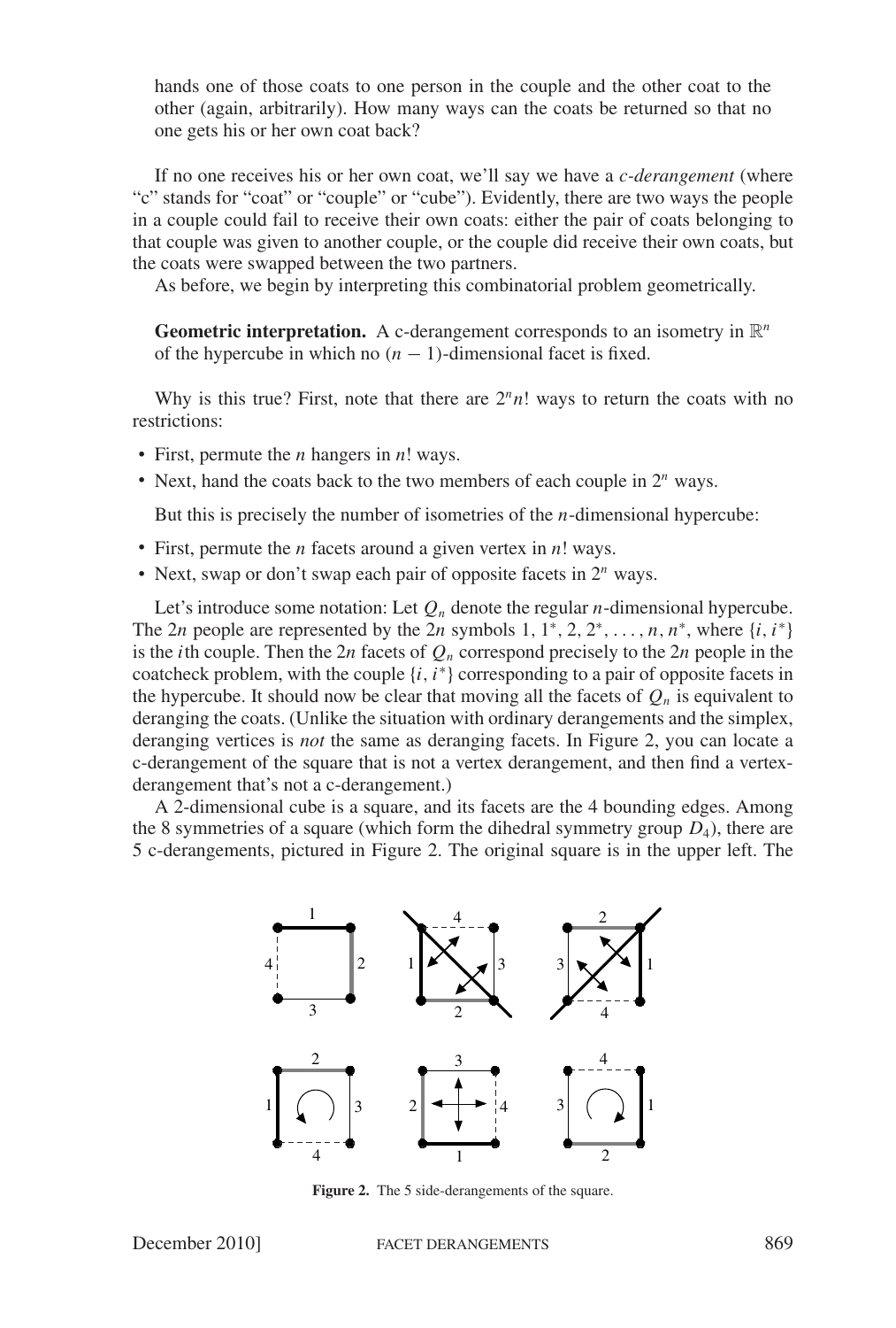hands one of those coats to one person in the couple and the other coat to the other (again, arbitrarily). How many ways can the coats be returned so that no one gets his or her own coat back?

If no one receives his or her own coat, we'll say we have a *c-derangement* (where "c" stands for "coat" or "couple" or "cube"). Evidently, there are two ways the people in a couple could fail to receive their own coats: either the pair of coats belonging to that couple was given to another couple, or the couple did receive their own coats, but the coats were swapped between the two partners.

As before, we begin by interpreting this combinatorial problem geometrically.

**Geometric interpretation.** A c-derangement corresponds to an isometry in $\mathbb{R}^n$ of the hypercube in which no $(n-1)$-dimensional facet is fixed.

Why is this true? First, note that there are $2^n n!$ ways to return the coats with no restrictions:

- First, permute the $n$ hangers in $n!$ ways.
- Next, hand the coats back to the two members of each couple in $2^n$ ways.

But this is precisely the number of isometries of the $n$-dimensional hypercube:

- First, permute the $n$ facets around a given vertex in $n!$ ways.
- Next, swap or don't swap each pair of opposite facets in $2^n$ ways.

Let's introduce some notation: Let $Q_n$ denote the regular $n$-dimensional hypercube. The $2n$ people are represented by the $2n$ symbols $1, 1^*, 2, 2^*, \ldots, n, n^*$, where $\{i, i^*\}$ is the $i$th couple. Then the $2n$ facets of $Q_n$ correspond precisely to the $2n$ people in the coatcheck problem, with the couple $\{i, i^*\}$ corresponding to a pair of opposite facets in the hypercube. It should now be clear that moving all the facets of $Q_n$ is equivalent to deranging the coats. (Unlike the situation with ordinary derangements and the simplex, deranging vertices is *not* the same as deranging facets. In Figure 2, you can locate a c-derangement of the square that is not a vertex derangement, and then find a vertex-derangement that's not a c-derangement.)

A 2-dimensional cube is a square, and its facets are the 4 bounding edges. Among the 8 symmetries of a square (which form the dihedral symmetry group $D_4$), there are 5 c-derangements, pictured in Figure 2. The original square is in the upper left. The

**Figure 2.** The 5 side-derangements of the square.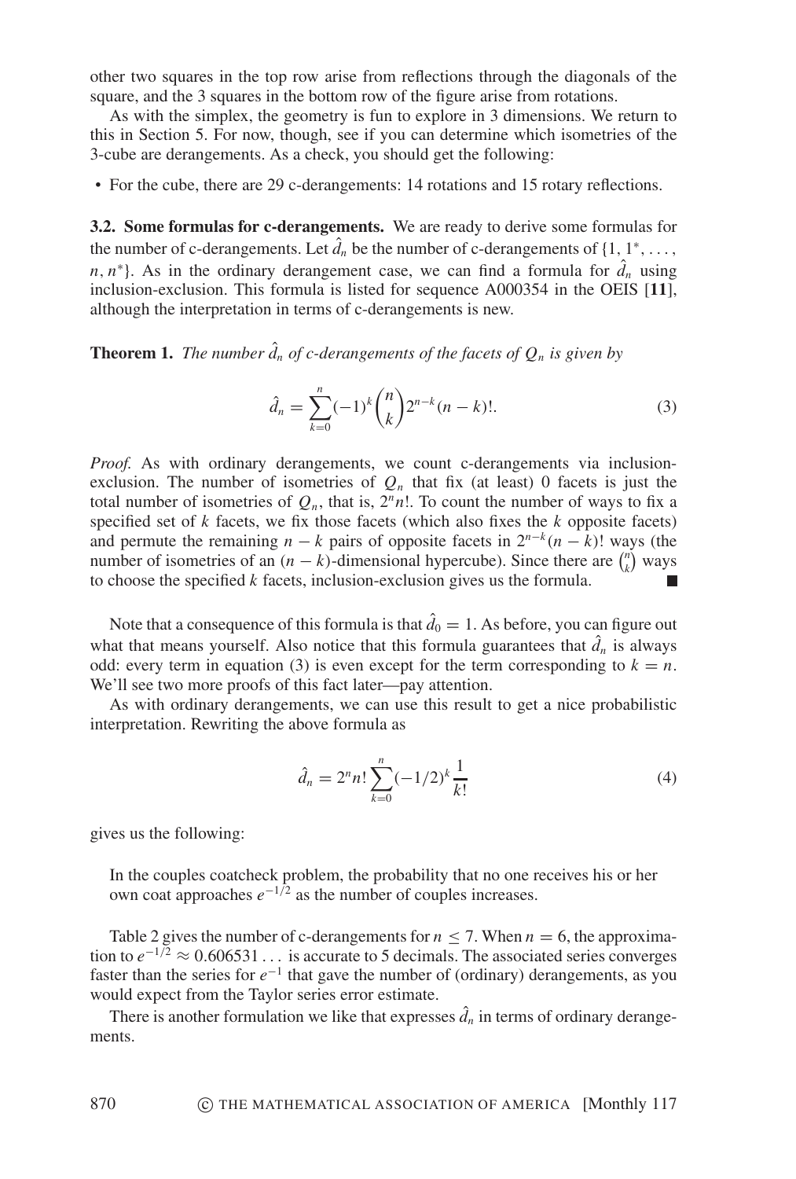other two squares in the top row arise from reflections through the diagonals of the square, and the 3 squares in the bottom row of the figure arise from rotations.

As with the simplex, the geometry is fun to explore in 3 dimensions. We return to this in Section 5. For now, though, see if you can determine which isometries of the 3-cube are derangements. As a check, you should get the following:

- For the cube, there are 29 c-derangements: 14 rotations and 15 rotary reflections.

**3.2. Some formulas for c-derangements.** We are ready to derive some formulas for the number of c-derangements. Let $\hat{d}_n$ be the number of c-derangements of $\{1, 1^*, \ldots, n, n^*\}$. As in the ordinary derangement case, we can find a formula for $\hat{d}_n$ using inclusion-exclusion. This formula is listed for sequence A000354 in the OEIS [**11**], although the interpretation in terms of c-derangements is new.

**Theorem 1.** *The number $\hat{d}_n$ of c-derangements of the facets of $Q_n$ is given by*

$$\hat{d}_n = \sum_{k=0}^{n} (-1)^k \binom{n}{k} 2^{n-k}(n-k)!. \tag{3}$$

*Proof.* As with ordinary derangements, we count c-derangements via inclusion-exclusion. The number of isometries of $Q_n$ that fix (at least) 0 facets is just the total number of isometries of $Q_n$, that is, $2^n n!$. To count the number of ways to fix a specified set of $k$ facets, we fix those facets (which also fixes the $k$ opposite facets) and permute the remaining $n-k$ pairs of opposite facets in $2^{n-k}(n-k)!$ ways (the number of isometries of an $(n-k)$-dimensional hypercube). Since there are $\binom{n}{k}$ ways to choose the specified $k$ facets, inclusion-exclusion gives us the formula. ■

Note that a consequence of this formula is that $\hat{d}_0 = 1$. As before, you can figure out what that means yourself. Also notice that this formula guarantees that $\hat{d}_n$ is always odd: every term in equation (3) is even except for the term corresponding to $k = n$. We'll see two more proofs of this fact later—pay attention.

As with ordinary derangements, we can use this result to get a nice probabilistic interpretation. Rewriting the above formula as

$$\hat{d}_n = 2^n n! \sum_{k=0}^{n} (-1/2)^k \frac{1}{k!} \tag{4}$$

gives us the following:

> In the couples coatcheck problem, the probability that no one receives his or her own coat approaches $e^{-1/2}$ as the number of couples increases.

Table 2 gives the number of c-derangements for $n \leq 7$. When $n = 6$, the approximation to $e^{-1/2} \approx 0.606531\ldots$ is accurate to 5 decimals. The associated series converges faster than the series for $e^{-1}$ that gave the number of (ordinary) derangements, as you would expect from the Taylor series error estimate.

There is another formulation we like that expresses $\hat{d}_n$ in terms of ordinary derangements.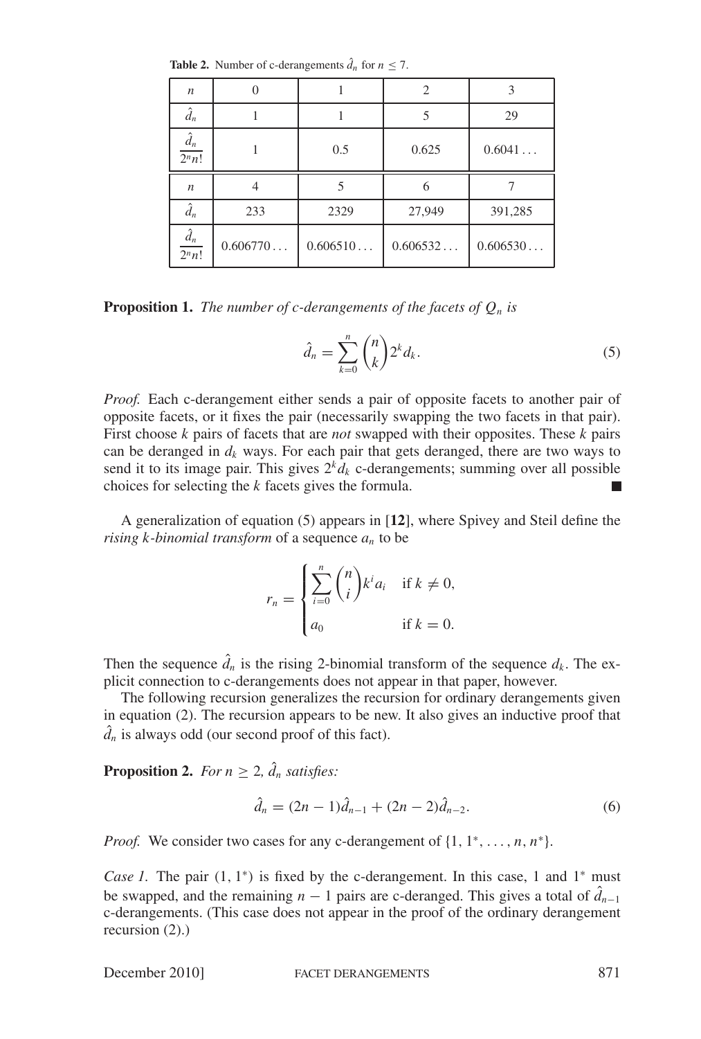**Table 2.** Number of c-derangements $\hat{d}_n$ for $n \leq 7$.

| $n$ | 0 | 1 | 2 | 3 |
|---|---|---|---|---|
| $\hat{d}_n$ | 1 | 1 | 5 | 29 |
| $\frac{\hat{d}_n}{2^n n!}$ | 1 | 0.5 | 0.625 | $0.6041\ldots$ |
| $n$ | 4 | 5 | 6 | 7 |
| $\hat{d}_n$ | 233 | 2329 | 27,949 | 391,285 |
| $\frac{\hat{d}_n}{2^n n!}$ | $0.606770\ldots$ | $0.606510\ldots$ | $0.606532\ldots$ | $0.606530\ldots$ |

**Proposition 1.** *The number of c-derangements of the facets of $Q_n$ is*

$$\hat{d}_n = \sum_{k=0}^{n} \binom{n}{k} 2^k d_k. \tag{5}$$

*Proof.* Each c-derangement either sends a pair of opposite facets to another pair of opposite facets, or it fixes the pair (necessarily swapping the two facets in that pair). First choose $k$ pairs of facets that are *not* swapped with their opposites. These $k$ pairs can be deranged in $d_k$ ways. For each pair that gets deranged, there are two ways to send it to its image pair. This gives $2^k d_k$ c-derangements; summing over all possible choices for selecting the $k$ facets gives the formula. ■

A generalization of equation (5) appears in [**12**], where Spivey and Steil define the *rising k-binomial transform* of a sequence $a_n$ to be

$$r_n = \begin{cases} \displaystyle\sum_{i=0}^{n} \binom{n}{i} k^i a_i & \text{if } k \neq 0, \\ a_0 & \text{if } k = 0. \end{cases}$$

Then the sequence $\hat{d}_n$ is the rising 2-binomial transform of the sequence $d_k$. The explicit connection to c-derangements does not appear in that paper, however.

The following recursion generalizes the recursion for ordinary derangements given in equation (2). The recursion appears to be new. It also gives an inductive proof that $\hat{d}_n$ is always odd (our second proof of this fact).

**Proposition 2.** *For $n \geq 2$, $\hat{d}_n$ satisfies:*

$$\hat{d}_n = (2n-1)\hat{d}_{n-1} + (2n-2)\hat{d}_{n-2}. \tag{6}$$

*Proof.* We consider two cases for any c-derangement of $\{1, 1^*, \ldots, n, n^*\}$.

*Case 1.* The pair $(1, 1^*)$ is fixed by the c-derangement. In this case, 1 and $1^*$ must be swapped, and the remaining $n-1$ pairs are c-deranged. This gives a total of $\hat{d}_{n-1}$ c-derangements. (This case does not appear in the proof of the ordinary derangement recursion (2).)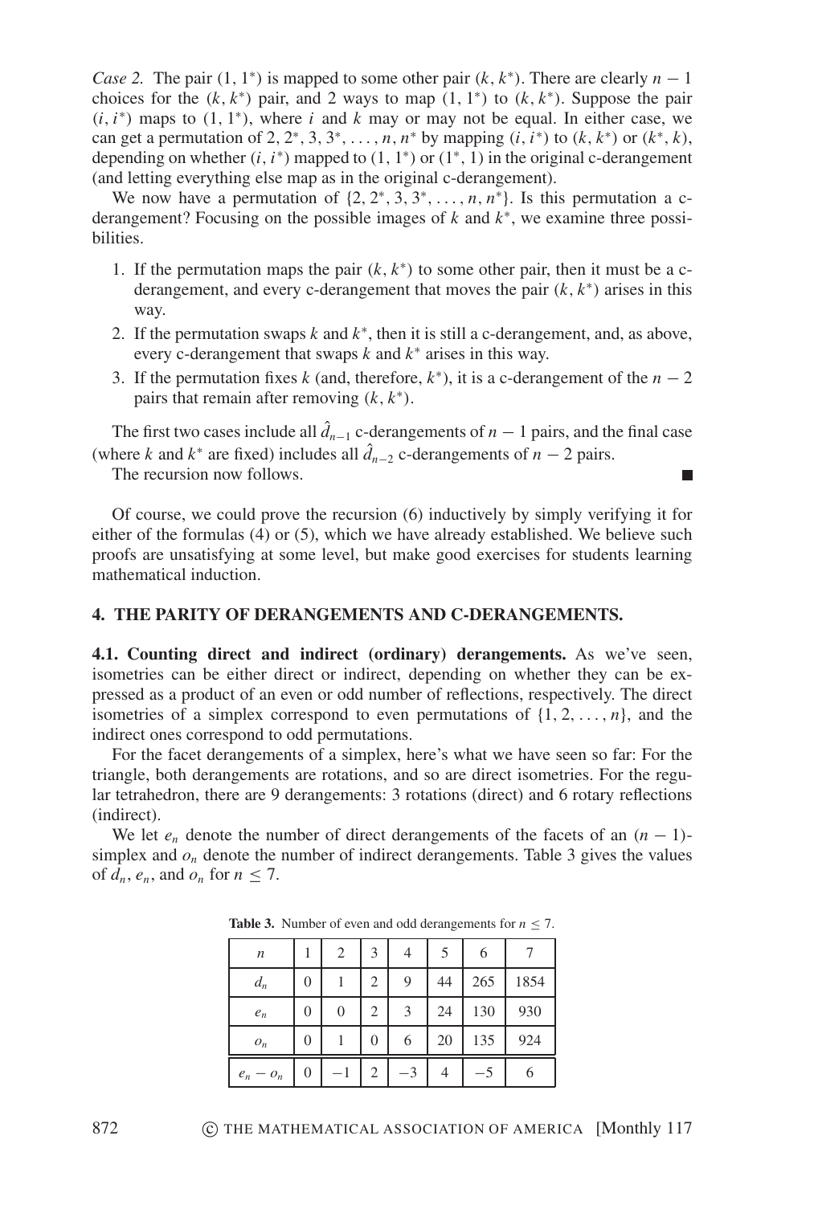*Case 2.* The pair $(1, 1^*)$ is mapped to some other pair $(k, k^*)$. There are clearly $n - 1$ choices for the $(k, k^*)$ pair, and 2 ways to map $(1, 1^*)$ to $(k, k^*)$. Suppose the pair $(i, i^*)$ maps to $(1, 1^*)$, where $i$ and $k$ may or may not be equal. In either case, we can get a permutation of $2, 2^*, 3, 3^*, \ldots, n, n^*$ by mapping $(i, i^*)$ to $(k, k^*)$ or $(k^*, k)$, depending on whether $(i, i^*)$ mapped to $(1, 1^*)$ or $(1^*, 1)$ in the original c-derangement (and letting everything else map as in the original c-derangement).

We now have a permutation of $\{2, 2^*, 3, 3^*, \ldots, n, n^*\}$. Is this permutation a c-derangement? Focusing on the possible images of $k$ and $k^*$, we examine three possibilities.

1. If the permutation maps the pair $(k, k^*)$ to some other pair, then it must be a c-derangement, and every c-derangement that moves the pair $(k, k^*)$ arises in this way.
2. If the permutation swaps $k$ and $k^*$, then it is still a c-derangement, and, as above, every c-derangement that swaps $k$ and $k^*$ arises in this way.
3. If the permutation fixes $k$ (and, therefore, $k^*$), it is a c-derangement of the $n - 2$ pairs that remain after removing $(k, k^*)$.

The first two cases include all $\hat{d}_{n-1}$ c-derangements of $n - 1$ pairs, and the final case (where $k$ and $k^*$ are fixed) includes all $\hat{d}_{n-2}$ c-derangements of $n - 2$ pairs.

The recursion now follows. ■

Of course, we could prove the recursion (6) inductively by simply verifying it for either of the formulas (4) or (5), which we have already established. We believe such proofs are unsatisfying at some level, but make good exercises for students learning mathematical induction.

## 4. THE PARITY OF DERANGEMENTS AND C-DERANGEMENTS.

**4.1. Counting direct and indirect (ordinary) derangements.** As we've seen, isometries can be either direct or indirect, depending on whether they can be expressed as a product of an even or odd number of reflections, respectively. The direct isometries of a simplex correspond to even permutations of $\{1, 2, \ldots, n\}$, and the indirect ones correspond to odd permutations.

For the facet derangements of a simplex, here's what we have seen so far: For the triangle, both derangements are rotations, and so are direct isometries. For the regular tetrahedron, there are 9 derangements: 3 rotations (direct) and 6 rotary reflections (indirect).

We let $e_n$ denote the number of direct derangements of the facets of an $(n - 1)$-simplex and $o_n$ denote the number of indirect derangements. Table 3 gives the values of $d_n$, $e_n$, and $o_n$ for $n \leq 7$.

**Table 3.** Number of even and odd derangements for $n \leq 7$.

| $n$ | 1 | 2 | 3 | 4 | 5 | 6 | 7 |
|---|---|---|---|---|---|---|---|
| $d_n$ | 0 | 1 | 2 | 9 | 44 | 265 | 1854 |
| $e_n$ | 0 | 0 | 2 | 3 | 24 | 130 | 930 |
| $o_n$ | 0 | 1 | 0 | 6 | 20 | 135 | 924 |
| $e_n - o_n$ | 0 | $-1$ | 2 | $-3$ | 4 | $-5$ | 6 |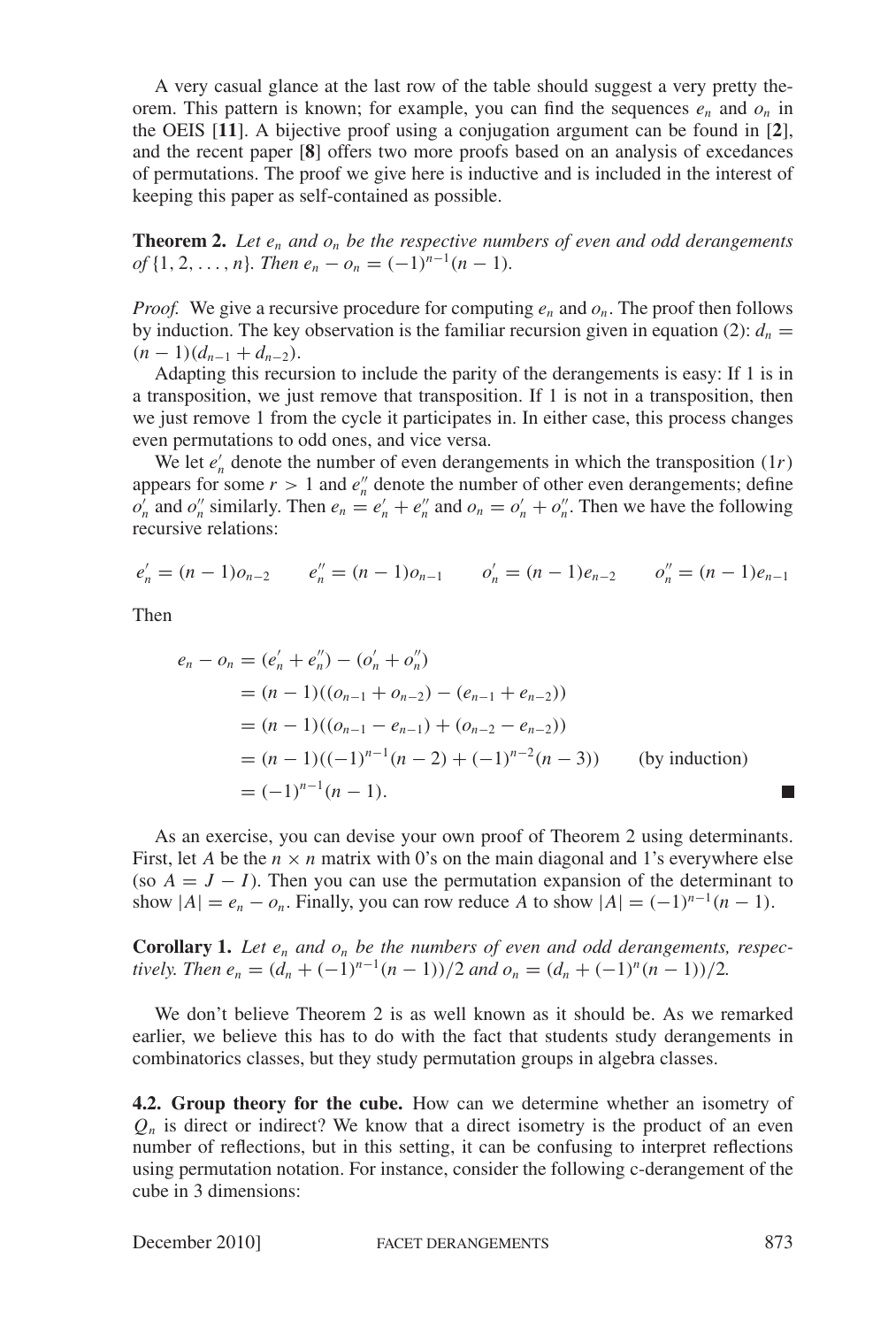A very casual glance at the last row of the table should suggest a very pretty theorem. This pattern is known; for example, you can find the sequences $e_n$ and $o_n$ in the OEIS [**11**]. A bijective proof using a conjugation argument can be found in [**2**], and the recent paper [**8**] offers two more proofs based on an analysis of excedances of permutations. The proof we give here is inductive and is included in the interest of keeping this paper as self-contained as possible.

**Theorem 2.** *Let $e_n$ and $o_n$ be the respective numbers of even and odd derangements of $\{1, 2, \ldots, n\}$. Then $e_n - o_n = (-1)^{n-1}(n-1)$.*

*Proof.* We give a recursive procedure for computing $e_n$ and $o_n$. The proof then follows by induction. The key observation is the familiar recursion given in equation (2): $d_n = (n-1)(d_{n-1} + d_{n-2})$.

Adapting this recursion to include the parity of the derangements is easy: If 1 is in a transposition, we just remove that transposition. If 1 is not in a transposition, then we just remove 1 from the cycle it participates in. In either case, this process changes even permutations to odd ones, and vice versa.

We let $e_n'$ denote the number of even derangements in which the transposition $(1r)$ appears for some $r > 1$ and $e_n''$ denote the number of other even derangements; define $o_n'$ and $o_n''$ similarly. Then $e_n = e_n' + e_n''$ and $o_n = o_n' + o_n''$. Then we have the following recursive relations:

$$e_n' = (n-1)o_{n-2} \qquad e_n'' = (n-1)o_{n-1} \qquad o_n' = (n-1)e_{n-2} \qquad o_n'' = (n-1)e_{n-1}$$

Then

$$\begin{aligned}
e_n - o_n &= (e_n' + e_n'') - (o_n' + o_n'') \\
&= (n-1)((o_{n-1} + o_{n-2}) - (e_{n-1} + e_{n-2})) \\
&= (n-1)((o_{n-1} - e_{n-1}) + (o_{n-2} - e_{n-2})) \\
&= (n-1)((-1)^{n-1}(n-2) + (-1)^{n-2}(n-3)) \qquad \text{(by induction)} \\
&= (-1)^{n-1}(n-1). \qquad \blacksquare
\end{aligned}$$

As an exercise, you can devise your own proof of Theorem 2 using determinants. First, let $A$ be the $n \times n$ matrix with 0's on the main diagonal and 1's everywhere else (so $A = J - I$). Then you can use the permutation expansion of the determinant to show $|A| = e_n - o_n$. Finally, you can row reduce $A$ to show $|A| = (-1)^{n-1}(n-1)$.

**Corollary 1.** *Let $e_n$ and $o_n$ be the numbers of even and odd derangements, respectively. Then $e_n = (d_n + (-1)^{n-1}(n-1))/2$ and $o_n = (d_n + (-1)^n(n-1))/2$.*

We don't believe Theorem 2 is as well known as it should be. As we remarked earlier, we believe this has to do with the fact that students study derangements in combinatorics classes, but they study permutation groups in algebra classes.

**4.2. Group theory for the cube.** How can we determine whether an isometry of $Q_n$ is direct or indirect? We know that a direct isometry is the product of an even number of reflections, but in this setting, it can be confusing to interpret reflections using permutation notation. For instance, consider the following c-derangement of the cube in 3 dimensions: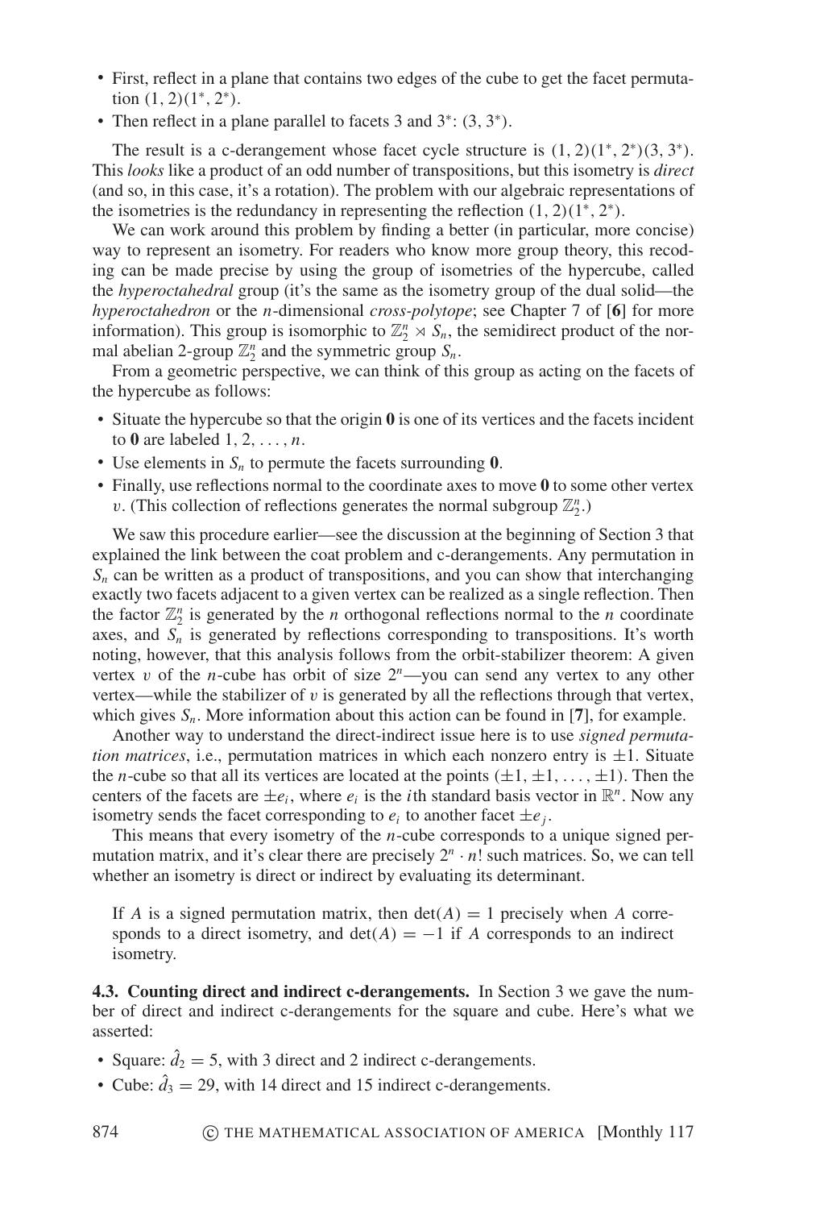- First, reflect in a plane that contains two edges of the cube to get the facet permutation $(1, 2)(1^*, 2^*)$.
- Then reflect in a plane parallel to facets 3 and $3^*$: $(3, 3^*)$.

The result is a c-derangement whose facet cycle structure is $(1, 2)(1^*, 2^*)(3, 3^*)$. This *looks* like a product of an odd number of transpositions, but this isometry is *direct* (and so, in this case, it's a rotation). The problem with our algebraic representations of the isometries is the redundancy in representing the reflection $(1, 2)(1^*, 2^*)$.

We can work around this problem by finding a better (in particular, more concise) way to represent an isometry. For readers who know more group theory, this recoding can be made precise by using the group of isometries of the hypercube, called the *hyperoctahedral* group (it's the same as the isometry group of the dual solid—the *hyperoctahedron* or the $n$-dimensional *cross-polytope*; see Chapter 7 of [**6**] for more information). This group is isomorphic to $\mathbb{Z}_2^n \rtimes S_n$, the semidirect product of the normal abelian 2-group $\mathbb{Z}_2^n$ and the symmetric group $S_n$.

From a geometric perspective, we can think of this group as acting on the facets of the hypercube as follows:

- Situate the hypercube so that the origin $\mathbf{0}$ is one of its vertices and the facets incident to $\mathbf{0}$ are labeled $1, 2, \ldots, n$.
- Use elements in $S_n$ to permute the facets surrounding $\mathbf{0}$.
- Finally, use reflections normal to the coordinate axes to move $\mathbf{0}$ to some other vertex $v$. (This collection of reflections generates the normal subgroup $\mathbb{Z}_2^n$.)

We saw this procedure earlier—see the discussion at the beginning of Section 3 that explained the link between the coat problem and c-derangements. Any permutation in $S_n$ can be written as a product of transpositions, and you can show that interchanging exactly two facets adjacent to a given vertex can be realized as a single reflection. Then the factor $\mathbb{Z}_2^n$ is generated by the $n$ orthogonal reflections normal to the $n$ coordinate axes, and $S_n$ is generated by reflections corresponding to transpositions. It's worth noting, however, that this analysis follows from the orbit-stabilizer theorem: A given vertex $v$ of the $n$-cube has orbit of size $2^n$—you can send any vertex to any other vertex—while the stabilizer of $v$ is generated by all the reflections through that vertex, which gives $S_n$. More information about this action can be found in [**7**], for example.

Another way to understand the direct-indirect issue here is to use *signed permutation matrices*, i.e., permutation matrices in which each nonzero entry is $\pm 1$. Situate the $n$-cube so that all its vertices are located at the points $(\pm 1, \pm 1, \ldots, \pm 1)$. Then the centers of the facets are $\pm e_i$, where $e_i$ is the $i$th standard basis vector in $\mathbb{R}^n$. Now any isometry sends the facet corresponding to $e_i$ to another facet $\pm e_j$.

This means that every isometry of the $n$-cube corresponds to a unique signed permutation matrix, and it's clear there are precisely $2^n \cdot n!$ such matrices. So, we can tell whether an isometry is direct or indirect by evaluating its determinant.

> If $A$ is a signed permutation matrix, then $\det(A) = 1$ precisely when $A$ corresponds to a direct isometry, and $\det(A) = -1$ if $A$ corresponds to an indirect isometry.

**4.3. Counting direct and indirect c-derangements.** In Section 3 we gave the number of direct and indirect c-derangements for the square and cube. Here's what we asserted:

- Square: $\hat{d}_2 = 5$, with 3 direct and 2 indirect c-derangements.
- Cube: $\hat{d}_3 = 29$, with 14 direct and 15 indirect c-derangements.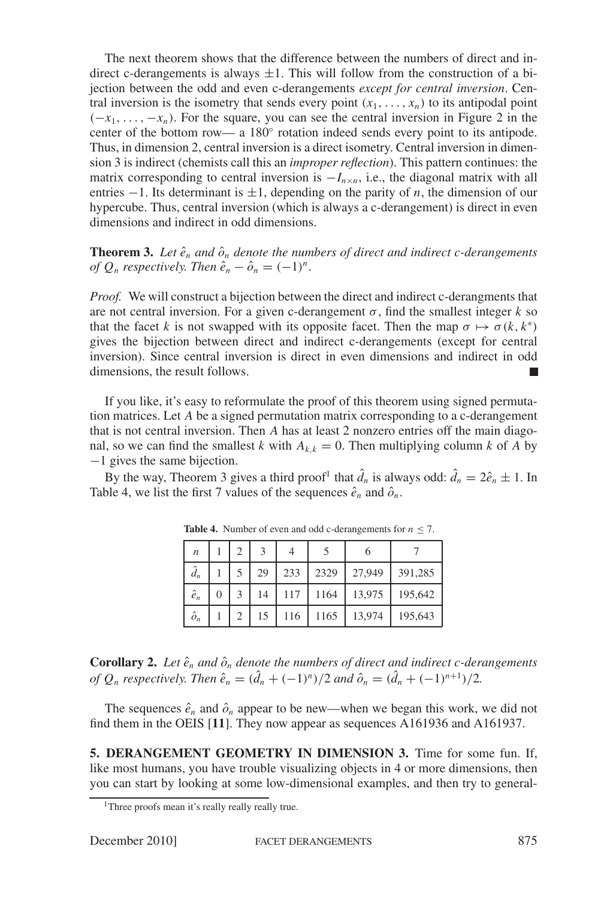The next theorem shows that the difference between the numbers of direct and indirect c-derangements is always $\pm 1$. This will follow from the construction of a bijection between the odd and even c-derangements *except for central inversion*. Central inversion is the isometry that sends every point $(x_1, \dots, x_n)$ to its antipodal point $(-x_1, \dots, -x_n)$. For the square, you can see the central inversion in Figure 2 in the center of the bottom row— a 180° rotation indeed sends every point to its antipode. Thus, in dimension 2, central inversion is a direct isometry. Central inversion in dimension 3 is indirect (chemists call this an *improper reflection*). This pattern continues: the matrix corresponding to central inversion is $-I_{n\times n}$, i.e., the diagonal matrix with all entries $-1$. Its determinant is $\pm 1$, depending on the parity of $n$, the dimension of our hypercube. Thus, central inversion (which is always a c-derangement) is direct in even dimensions and indirect in odd dimensions.

**Theorem 3.** *Let $\hat{e}_n$ and $\hat{o}_n$ denote the numbers of direct and indirect c-derangements of $Q_n$ respectively. Then $\hat{e}_n - \hat{o}_n = (-1)^n$.*

*Proof.* We will construct a bijection between the direct and indirect c-derangments that are not central inversion. For a given c-derangement $\sigma$, find the smallest integer $k$ so that the facet $k$ is not swapped with its opposite facet. Then the map $\sigma \mapsto \sigma(k, k^*)$ gives the bijection between direct and indirect c-derangements (except for central inversion). Since central inversion is direct in even dimensions and indirect in odd dimensions, the result follows. ∎

If you like, it's easy to reformulate the proof of this theorem using signed permutation matrices. Let $A$ be a signed permutation matrix corresponding to a c-derangement that is not central inversion. Then $A$ has at least 2 nonzero entries off the main diagonal, so we can find the smallest $k$ with $A_{k,k} = 0$. Then multiplying column $k$ of $A$ by $-1$ gives the same bijection.

By the way, Theorem 3 gives a third proof[1] that $\hat{d}_n$ is always odd: $\hat{d}_n = 2\hat{e}_n \pm 1$. In Table 4, we list the first 7 values of the sequences $\hat{e}_n$ and $\hat{o}_n$.

**Table 4.** Number of even and odd c-derangements for $n \leq 7$.

| $n$ | 1 | 2 | 3 | 4 | 5 | 6 | 7 |
|---|---|---|---|---|---|---|---|
| $\hat{d}_n$ | 1 | 5 | 29 | 233 | 2329 | 27,949 | 391,285 |
| $\hat{e}_n$ | 0 | 3 | 14 | 117 | 1164 | 13,975 | 195,642 |
| $\hat{o}_n$ | 1 | 2 | 15 | 116 | 1165 | 13,974 | 195,643 |

**Corollary 2.** *Let $\hat{e}_n$ and $\hat{o}_n$ denote the numbers of direct and indirect c-derangements of $Q_n$ respectively. Then $\hat{e}_n = (\hat{d}_n + (-1)^n)/2$ and $\hat{o}_n = (\hat{d}_n + (-1)^{n+1})/2$.*

The sequences $\hat{e}_n$ and $\hat{o}_n$ appear to be new—when we began this work, we did not find them in the OEIS [**11**]. They now appear as sequences A161936 and A161937.

## 5. DERANGEMENT GEOMETRY IN DIMENSION 3.

Time for some fun. If, like most humans, you have trouble visualizing objects in 4 or more dimensions, then you can start by looking at some low-dimensional examples, and then try to general-

[1] Three proofs mean it's really really really true.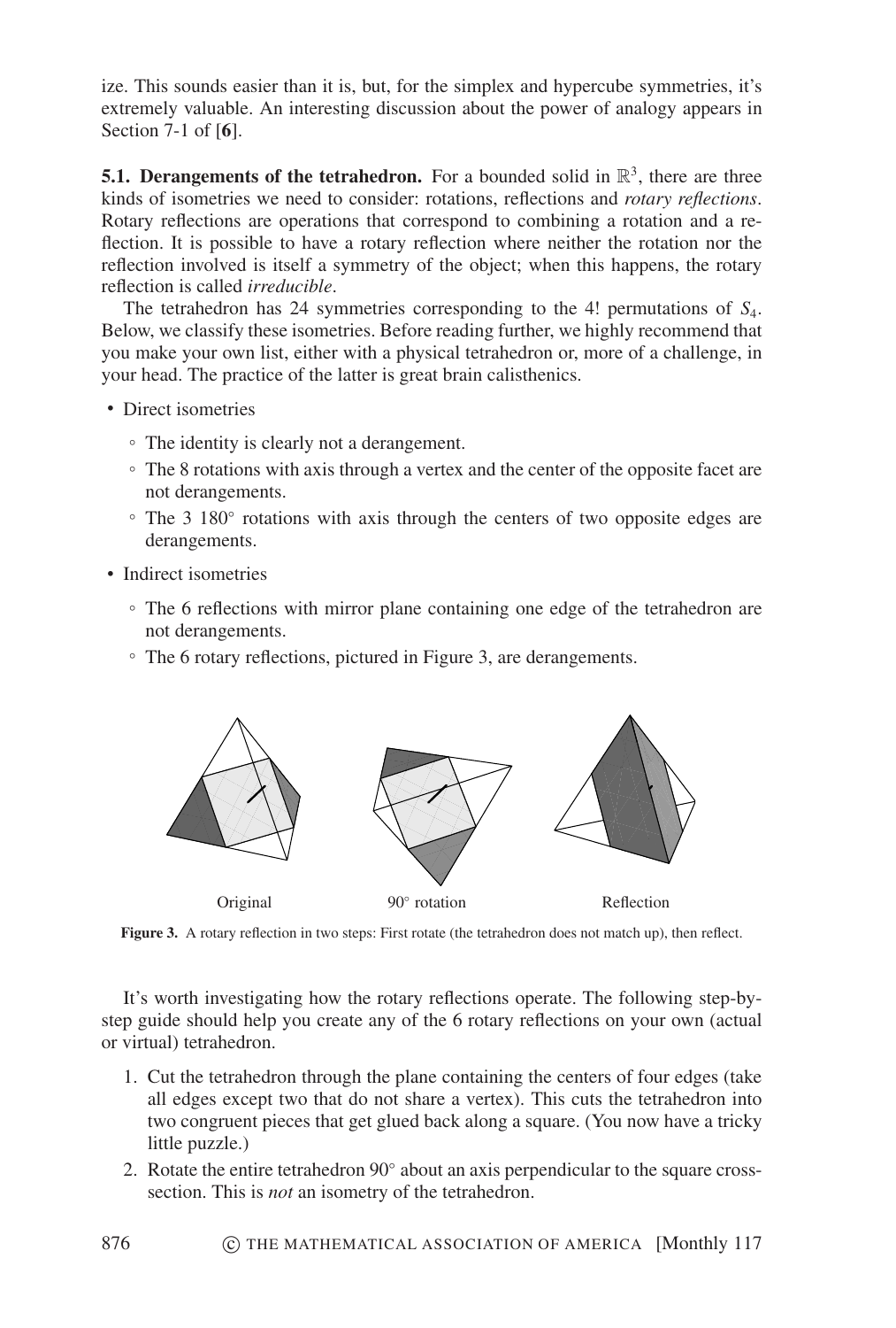ize. This sounds easier than it is, but, for the simplex and hypercube symmetries, it's extremely valuable. An interesting discussion about the power of analogy appears in Section 7-1 of [**6**].

**5.1. Derangements of the tetrahedron.** For a bounded solid in $\mathbb{R}^3$, there are three kinds of isometries we need to consider: rotations, reflections and *rotary reflections*. Rotary reflections are operations that correspond to combining a rotation and a reflection. It is possible to have a rotary reflection where neither the rotation nor the reflection involved is itself a symmetry of the object; when this happens, the rotary reflection is called *irreducible*.

The tetrahedron has 24 symmetries corresponding to the 4! permutations of $S_4$. Below, we classify these isometries. Before reading further, we highly recommend that you make your own list, either with a physical tetrahedron or, more of a challenge, in your head. The practice of the latter is great brain calisthenics.

- Direct isometries
  - The identity is clearly not a derangement.
  - The 8 rotations with axis through a vertex and the center of the opposite facet are not derangements.
  - The 3 180° rotations with axis through the centers of two opposite edges are derangements.
- Indirect isometries
  - The 6 reflections with mirror plane containing one edge of the tetrahedron are not derangements.
  - The 6 rotary reflections, pictured in Figure 3, are derangements.

Original　　　90° rotation　　　Reflection

**Figure 3.** A rotary reflection in two steps: First rotate (the tetrahedron does not match up), then reflect.

It's worth investigating how the rotary reflections operate. The following step-by-step guide should help you create any of the 6 rotary reflections on your own (actual or virtual) tetrahedron.

1. Cut the tetrahedron through the plane containing the centers of four edges (take all edges except two that do not share a vertex). This cuts the tetrahedron into two congruent pieces that get glued back along a square. (You now have a tricky little puzzle.)
2. Rotate the entire tetrahedron 90° about an axis perpendicular to the square cross-section. This is *not* an isometry of the tetrahedron.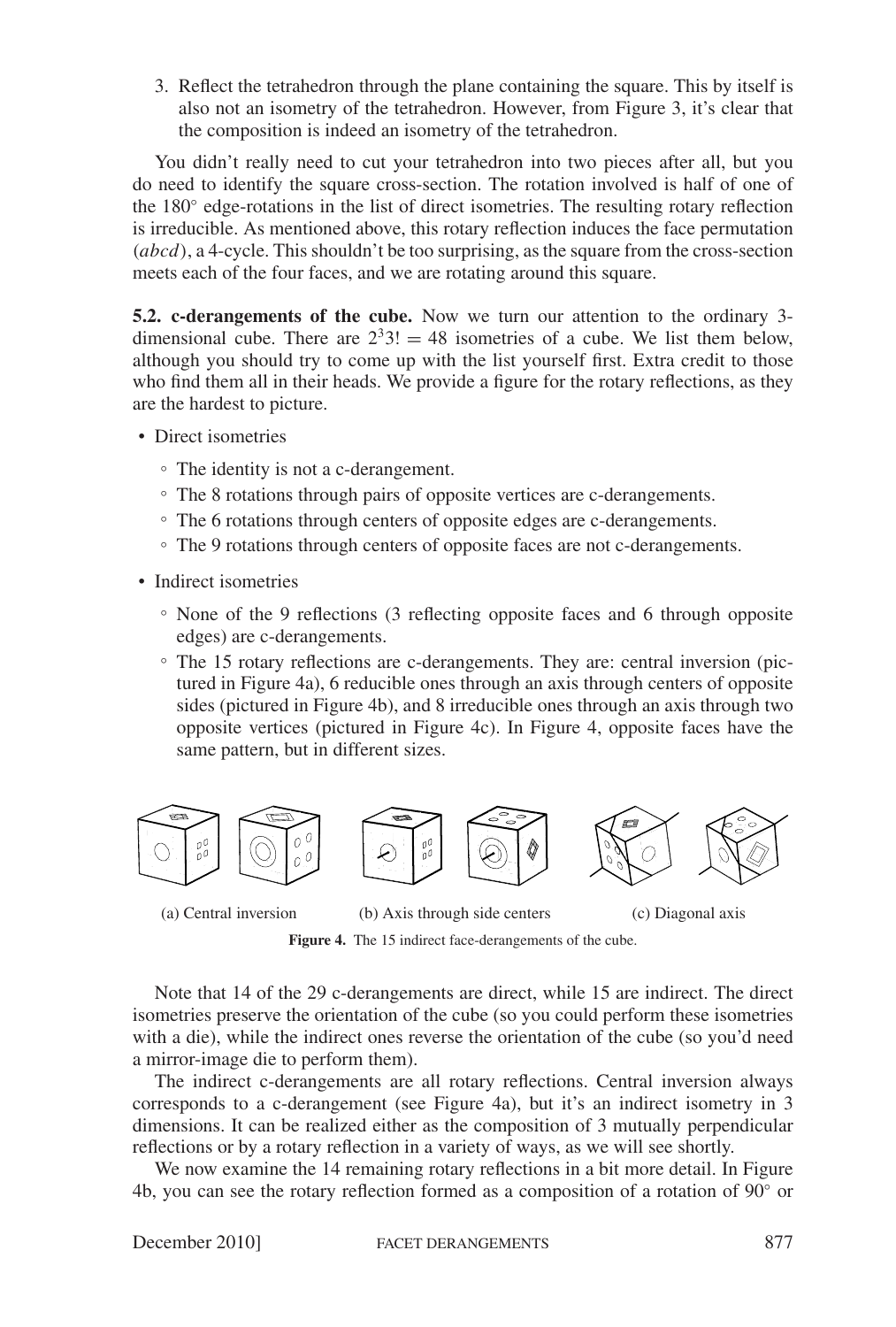3. Reflect the tetrahedron through the plane containing the square. This by itself is also not an isometry of the tetrahedron. However, from Figure 3, it's clear that the composition is indeed an isometry of the tetrahedron.

You didn't really need to cut your tetrahedron into two pieces after all, but you do need to identify the square cross-section. The rotation involved is half of one of the 180° edge-rotations in the list of direct isometries. The resulting rotary reflection is irreducible. As mentioned above, this rotary reflection induces the face permutation $(abcd)$, a 4-cycle. This shouldn't be too surprising, as the square from the cross-section meets each of the four faces, and we are rotating around this square.

**5.2. c-derangements of the cube.** Now we turn our attention to the ordinary 3-dimensional cube. There are $2^3 3! = 48$ isometries of a cube. We list them below, although you should try to come up with the list yourself first. Extra credit to those who find them all in their heads. We provide a figure for the rotary reflections, as they are the hardest to picture.

- Direct isometries
  - The identity is not a c-derangement.
  - The 8 rotations through pairs of opposite vertices are c-derangements.
  - The 6 rotations through centers of opposite edges are c-derangements.
  - The 9 rotations through centers of opposite faces are not c-derangements.
- Indirect isometries
  - None of the 9 reflections (3 reflecting opposite faces and 6 through opposite edges) are c-derangements.
  - The 15 rotary reflections are c-derangements. They are: central inversion (pictured in Figure 4a), 6 reducible ones through an axis through centers of opposite sides (pictured in Figure 4b), and 8 irreducible ones through an axis through two opposite vertices (pictured in Figure 4c). In Figure 4, opposite faces have the same pattern, but in different sizes.

(a) Central inversion (b) Axis through side centers (c) Diagonal axis

**Figure 4.** The 15 indirect face-derangements of the cube.

Note that 14 of the 29 c-derangements are direct, while 15 are indirect. The direct isometries preserve the orientation of the cube (so you could perform these isometries with a die), while the indirect ones reverse the orientation of the cube (so you'd need a mirror-image die to perform them).

The indirect c-derangements are all rotary reflections. Central inversion always corresponds to a c-derangement (see Figure 4a), but it's an indirect isometry in 3 dimensions. It can be realized either as the composition of 3 mutually perpendicular reflections or by a rotary reflection in a variety of ways, as we will see shortly.

We now examine the 14 remaining rotary reflections in a bit more detail. In Figure 4b, you can see the rotary reflection formed as a composition of a rotation of 90° or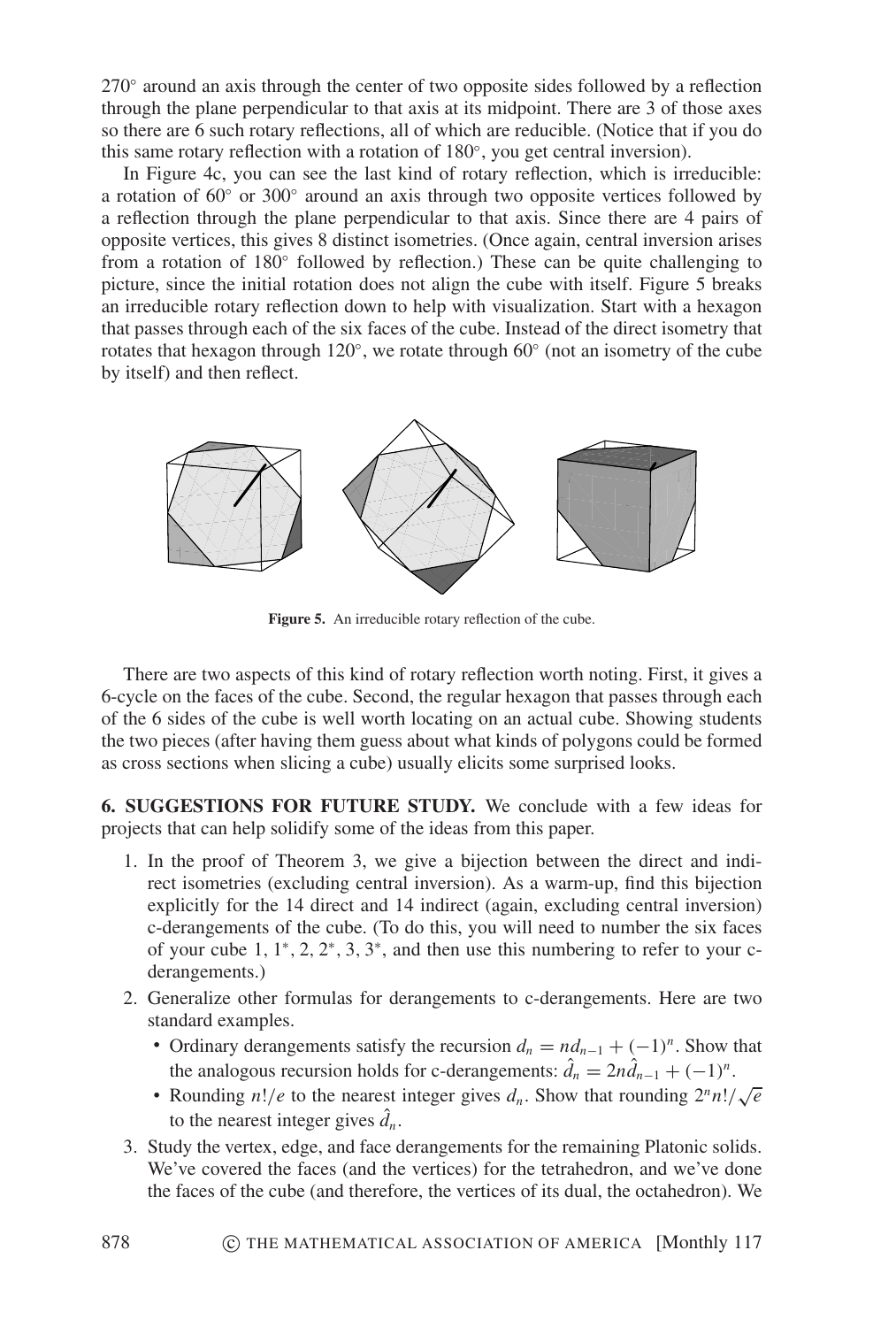270° around an axis through the center of two opposite sides followed by a reflection through the plane perpendicular to that axis at its midpoint. There are 3 of those axes so there are 6 such rotary reflections, all of which are reducible. (Notice that if you do this same rotary reflection with a rotation of 180°, you get central inversion).

In Figure 4c, you can see the last kind of rotary reflection, which is irreducible: a rotation of 60° or 300° around an axis through two opposite vertices followed by a reflection through the plane perpendicular to that axis. Since there are 4 pairs of opposite vertices, this gives 8 distinct isometries. (Once again, central inversion arises from a rotation of 180° followed by reflection.) These can be quite challenging to picture, since the initial rotation does not align the cube with itself. Figure 5 breaks an irreducible rotary reflection down to help with visualization. Start with a hexagon that passes through each of the six faces of the cube. Instead of the direct isometry that rotates that hexagon through 120°, we rotate through 60° (not an isometry of the cube by itself) and then reflect.

**Figure 5.** An irreducible rotary reflection of the cube.

There are two aspects of this kind of rotary reflection worth noting. First, it gives a 6-cycle on the faces of the cube. Second, the regular hexagon that passes through each of the 6 sides of the cube is well worth locating on an actual cube. Showing students the two pieces (after having them guess about what kinds of polygons could be formed as cross sections when slicing a cube) usually elicits some surprised looks.

**6. SUGGESTIONS FOR FUTURE STUDY.** We conclude with a few ideas for projects that can help solidify some of the ideas from this paper.

1. In the proof of Theorem 3, we give a bijection between the direct and indirect isometries (excluding central inversion). As a warm-up, find this bijection explicitly for the 14 direct and 14 indirect (again, excluding central inversion) c-derangements of the cube. (To do this, you will need to number the six faces of your cube 1, 1*, 2, 2*, 3, 3*, and then use this numbering to refer to your c-derangements.)
2. Generalize other formulas for derangements to c-derangements. Here are two standard examples.
   - Ordinary derangements satisfy the recursion $d_n = nd_{n-1} + (-1)^n$. Show that the analogous recursion holds for c-derangements: $\hat{d}_n = 2n\hat{d}_{n-1} + (-1)^n$.
   - Rounding $n!/e$ to the nearest integer gives $d_n$. Show that rounding $2^n n!/\sqrt{e}$ to the nearest integer gives $\hat{d}_n$.
3. Study the vertex, edge, and face derangements for the remaining Platonic solids. We've covered the faces (and the vertices) for the tetrahedron, and we've done the faces of the cube (and therefore, the vertices of its dual, the octahedron). We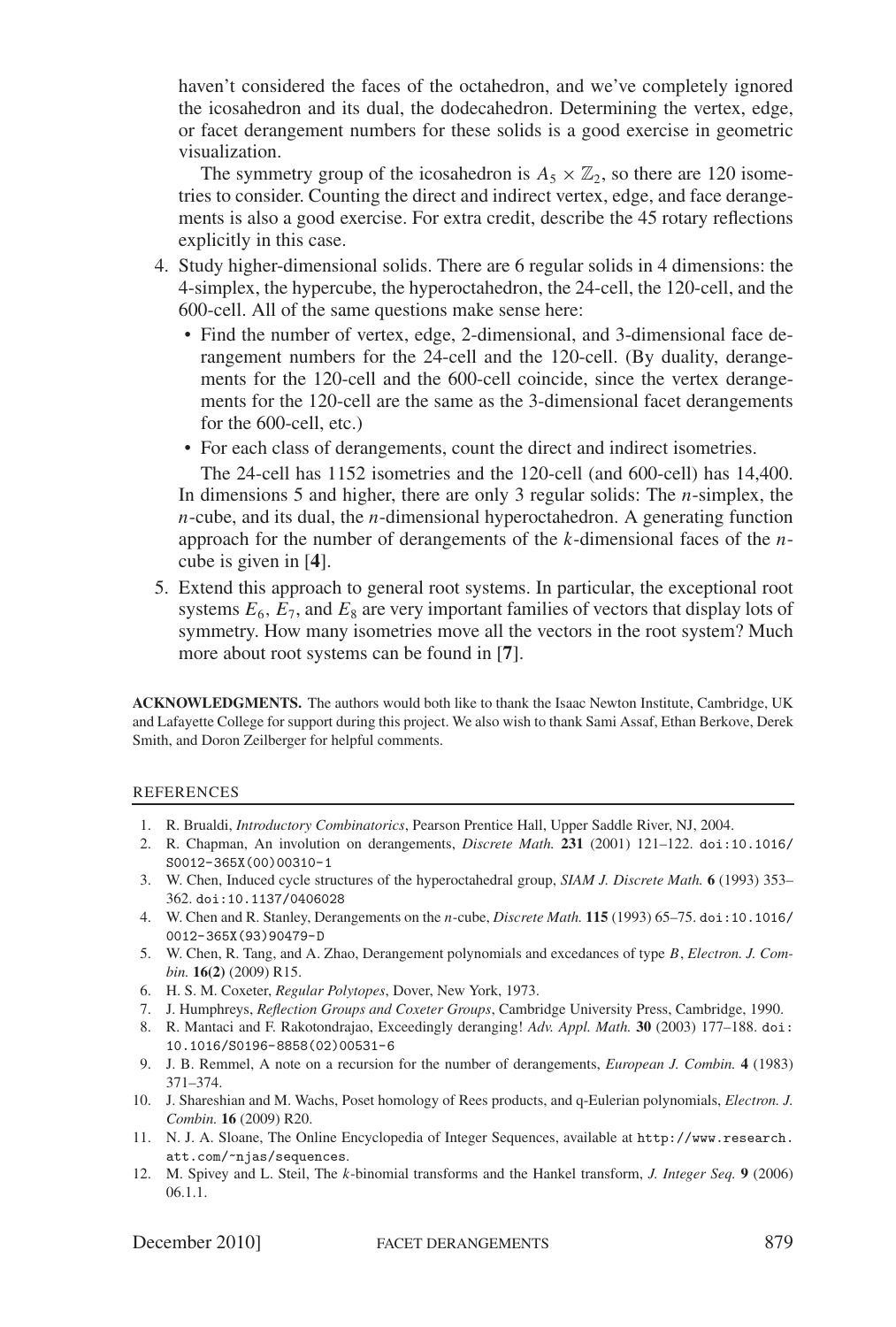haven't considered the faces of the octahedron, and we've completely ignored the icosahedron and its dual, the dodecahedron. Determining the vertex, edge, or facet derangement numbers for these solids is a good exercise in geometric visualization.

The symmetry group of the icosahedron is $A_5 \times \mathbb{Z}_2$, so there are 120 isometries to consider. Counting the direct and indirect vertex, edge, and face derangements is also a good exercise. For extra credit, describe the 45 rotary reflections explicitly in this case.

4. Study higher-dimensional solids. There are 6 regular solids in 4 dimensions: the 4-simplex, the hypercube, the hyperoctahedron, the 24-cell, the 120-cell, and the 600-cell. All of the same questions make sense here:
   - Find the number of vertex, edge, 2-dimensional, and 3-dimensional face derangement numbers for the 24-cell and the 120-cell. (By duality, derangements for the 120-cell and the 600-cell coincide, since the vertex derangements for the 120-cell are the same as the 3-dimensional facet derangements for the 600-cell, etc.)
   - For each class of derangements, count the direct and indirect isometries.

   The 24-cell has 1152 isometries and the 120-cell (and 600-cell) has 14,400. In dimensions 5 and higher, there are only 3 regular solids: The $n$-simplex, the $n$-cube, and its dual, the $n$-dimensional hyperoctahedron. A generating function approach for the number of derangements of the $k$-dimensional faces of the $n$-cube is given in [**4**].

5. Extend this approach to general root systems. In particular, the exceptional root systems $E_6$, $E_7$, and $E_8$ are very important families of vectors that display lots of symmetry. How many isometries move all the vectors in the root system? Much more about root systems can be found in [**7**].

**ACKNOWLEDGMENTS.** The authors would both like to thank the Isaac Newton Institute, Cambridge, UK and Lafayette College for support during this project. We also wish to thank Sami Assaf, Ethan Berkove, Derek Smith, and Doron Zeilberger for helpful comments.

## REFERENCES

1. R. Brualdi, *Introductory Combinatorics*, Pearson Prentice Hall, Upper Saddle River, NJ, 2004.
2. R. Chapman, An involution on derangements, *Discrete Math.* **231** (2001) 121–122. doi:10.1016/S0012-365X(00)00310-1
3. W. Chen, Induced cycle structures of the hyperoctahedral group, *SIAM J. Discrete Math.* **6** (1993) 353–362. doi:10.1137/0406028
4. W. Chen and R. Stanley, Derangements on the *n*-cube, *Discrete Math.* **115** (1993) 65–75. doi:10.1016/0012-365X(93)90479-D
5. W. Chen, R. Tang, and A. Zhao, Derangement polynomials and excedances of type *B*, *Electron. J. Combin.* **16(2)** (2009) R15.
6. H. S. M. Coxeter, *Regular Polytopes*, Dover, New York, 1973.
7. J. Humphreys, *Reflection Groups and Coxeter Groups*, Cambridge University Press, Cambridge, 1990.
8. R. Mantaci and F. Rakotondrajao, Exceedingly deranging! *Adv. Appl. Math.* **30** (2003) 177–188. doi:10.1016/S0196-8858(02)00531-6
9. J. B. Remmel, A note on a recursion for the number of derangements, *European J. Combin.* **4** (1983) 371–374.
10. J. Shareshian and M. Wachs, Poset homology of Rees products, and q-Eulerian polynomials, *Electron. J. Combin.* **16** (2009) R20.
11. N. J. A. Sloane, The Online Encyclopedia of Integer Sequences, available at http://www.research.att.com/~njas/sequences.
12. M. Spivey and L. Steil, The *k*-binomial transforms and the Hankel transform, *J. Integer Seq.* **9** (2006) 06.1.1.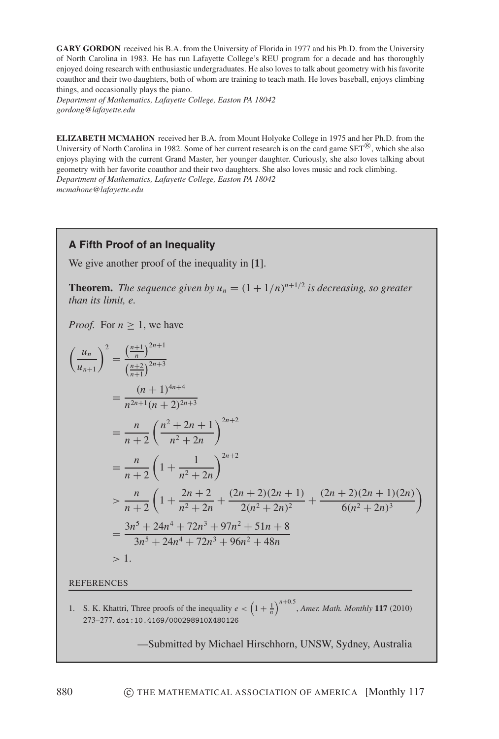**GARY GORDON** received his B.A. from the University of Florida in 1977 and his Ph.D. from the University of North Carolina in 1983. He has run Lafayette College's REU program for a decade and has thoroughly enjoyed doing research with enthusiastic undergraduates. He also loves to talk about geometry with his favorite coauthor and their two daughters, both of whom are training to teach math. He loves baseball, enjoys climbing things, and occasionally plays the piano.
*Department of Mathematics, Lafayette College, Easton PA 18042*
*gordong@lafayette.edu*

**ELIZABETH MCMAHON** received her B.A. from Mount Holyoke College in 1975 and her Ph.D. from the University of North Carolina in 1982. Some of her current research is on the card game SET®, which she also enjoys playing with the current Grand Master, her younger daughter. Curiously, she also loves talking about geometry with her favorite coauthor and their two daughters. She also loves music and rock climbing.
*Department of Mathematics, Lafayette College, Easton PA 18042*
*mcmahone@lafayette.edu*

### A Fifth Proof of an Inequality

We give another proof of the inequality in [**1**].

**Theorem.** *The sequence given by $u_n = (1 + 1/n)^{n+1/2}$ is decreasing, so greater than its limit, e.*

*Proof.* For $n \geq 1$, we have

$$
\begin{aligned}
\left(\frac{u_n}{u_{n+1}}\right)^2 &= \frac{\left(\frac{n+1}{n}\right)^{2n+1}}{\left(\frac{n+2}{n+1}\right)^{2n+3}} \\
&= \frac{(n+1)^{4n+4}}{n^{2n+1}(n+2)^{2n+3}} \\
&= \frac{n}{n+2}\left(\frac{n^2+2n+1}{n^2+2n}\right)^{2n+2} \\
&= \frac{n}{n+2}\left(1+\frac{1}{n^2+2n}\right)^{2n+2} \\
&> \frac{n}{n+2}\left(1+\frac{2n+2}{n^2+2n}+\frac{(2n+2)(2n+1)}{2(n^2+2n)^2}+\frac{(2n+2)(2n+1)(2n)}{6(n^2+2n)^3}\right) \\
&= \frac{3n^5+24n^4+72n^3+97n^2+51n+8}{3n^5+24n^4+72n^3+96n^2+48n} \\
&> 1.
\end{aligned}
$$

REFERENCES

1. S. K. Khattri, Three proofs of the inequality $e < \left(1+\frac{1}{n}\right)^{n+0.5}$, *Amer. Math. Monthly* **117** (2010) 273–277. doi:10.4169/000298910X480126

—Submitted by Michael Hirschhorn, UNSW, Sydney, Australia